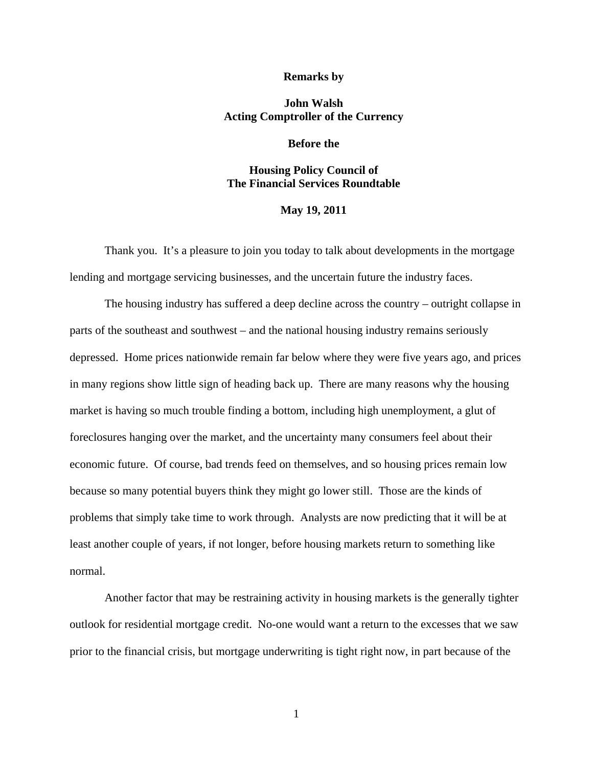**Remarks by**

**John Walsh**
**Acting Comptroller of the Currency**

**Before the**

**Housing Policy Council of**
**The Financial Services Roundtable**

**May 19, 2011**

Thank you. It's a pleasure to join you today to talk about developments in the mortgage lending and mortgage servicing businesses, and the uncertain future the industry faces.

The housing industry has suffered a deep decline across the country – outright collapse in parts of the southeast and southwest – and the national housing industry remains seriously depressed. Home prices nationwide remain far below where they were five years ago, and prices in many regions show little sign of heading back up. There are many reasons why the housing market is having so much trouble finding a bottom, including high unemployment, a glut of foreclosures hanging over the market, and the uncertainty many consumers feel about their economic future. Of course, bad trends feed on themselves, and so housing prices remain low because so many potential buyers think they might go lower still. Those are the kinds of problems that simply take time to work through. Analysts are now predicting that it will be at least another couple of years, if not longer, before housing markets return to something like normal.

Another factor that may be restraining activity in housing markets is the generally tighter outlook for residential mortgage credit. No-one would want a return to the excesses that we saw prior to the financial crisis, but mortgage underwriting is tight right now, in part because of the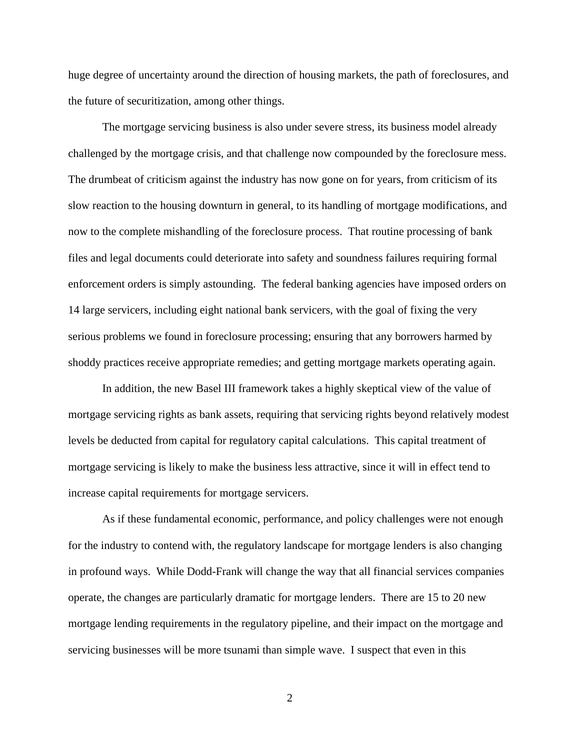huge degree of uncertainty around the direction of housing markets, the path of foreclosures, and the future of securitization, among other things.

The mortgage servicing business is also under severe stress, its business model already challenged by the mortgage crisis, and that challenge now compounded by the foreclosure mess. The drumbeat of criticism against the industry has now gone on for years, from criticism of its slow reaction to the housing downturn in general, to its handling of mortgage modifications, and now to the complete mishandling of the foreclosure process. That routine processing of bank files and legal documents could deteriorate into safety and soundness failures requiring formal enforcement orders is simply astounding. The federal banking agencies have imposed orders on 14 large servicers, including eight national bank servicers, with the goal of fixing the very serious problems we found in foreclosure processing; ensuring that any borrowers harmed by shoddy practices receive appropriate remedies; and getting mortgage markets operating again.

In addition, the new Basel III framework takes a highly skeptical view of the value of mortgage servicing rights as bank assets, requiring that servicing rights beyond relatively modest levels be deducted from capital for regulatory capital calculations. This capital treatment of mortgage servicing is likely to make the business less attractive, since it will in effect tend to increase capital requirements for mortgage servicers.

As if these fundamental economic, performance, and policy challenges were not enough for the industry to contend with, the regulatory landscape for mortgage lenders is also changing in profound ways. While Dodd-Frank will change the way that all financial services companies operate, the changes are particularly dramatic for mortgage lenders. There are 15 to 20 new mortgage lending requirements in the regulatory pipeline, and their impact on the mortgage and servicing businesses will be more tsunami than simple wave. I suspect that even in this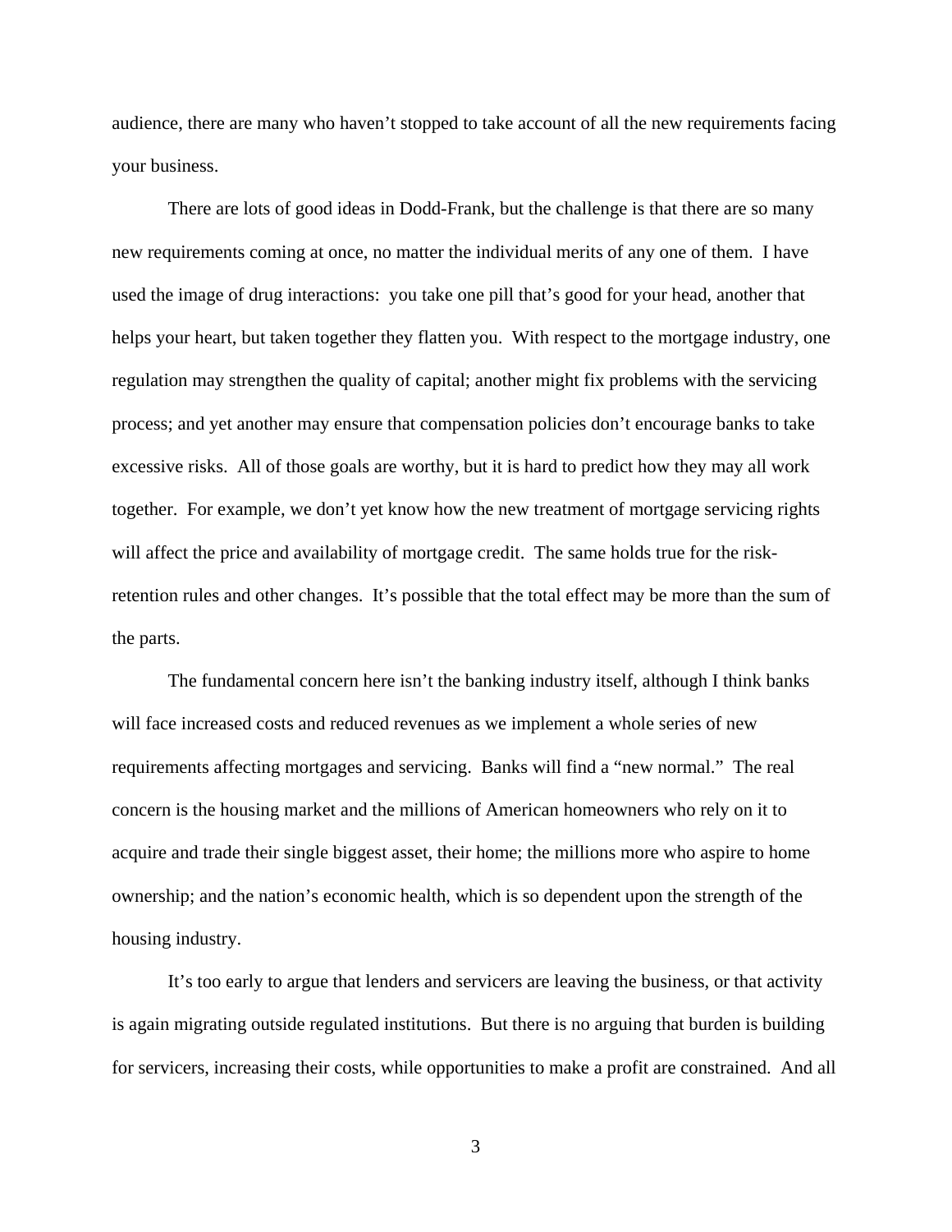audience, there are many who haven't stopped to take account of all the new requirements facing your business.

There are lots of good ideas in Dodd-Frank, but the challenge is that there are so many new requirements coming at once, no matter the individual merits of any one of them. I have used the image of drug interactions: you take one pill that's good for your head, another that helps your heart, but taken together they flatten you. With respect to the mortgage industry, one regulation may strengthen the quality of capital; another might fix problems with the servicing process; and yet another may ensure that compensation policies don't encourage banks to take excessive risks. All of those goals are worthy, but it is hard to predict how they may all work together. For example, we don't yet know how the new treatment of mortgage servicing rights will affect the price and availability of mortgage credit. The same holds true for the risk-retention rules and other changes. It's possible that the total effect may be more than the sum of the parts.

The fundamental concern here isn't the banking industry itself, although I think banks will face increased costs and reduced revenues as we implement a whole series of new requirements affecting mortgages and servicing. Banks will find a "new normal." The real concern is the housing market and the millions of American homeowners who rely on it to acquire and trade their single biggest asset, their home; the millions more who aspire to home ownership; and the nation's economic health, which is so dependent upon the strength of the housing industry.

It's too early to argue that lenders and servicers are leaving the business, or that activity is again migrating outside regulated institutions. But there is no arguing that burden is building for servicers, increasing their costs, while opportunities to make a profit are constrained. And all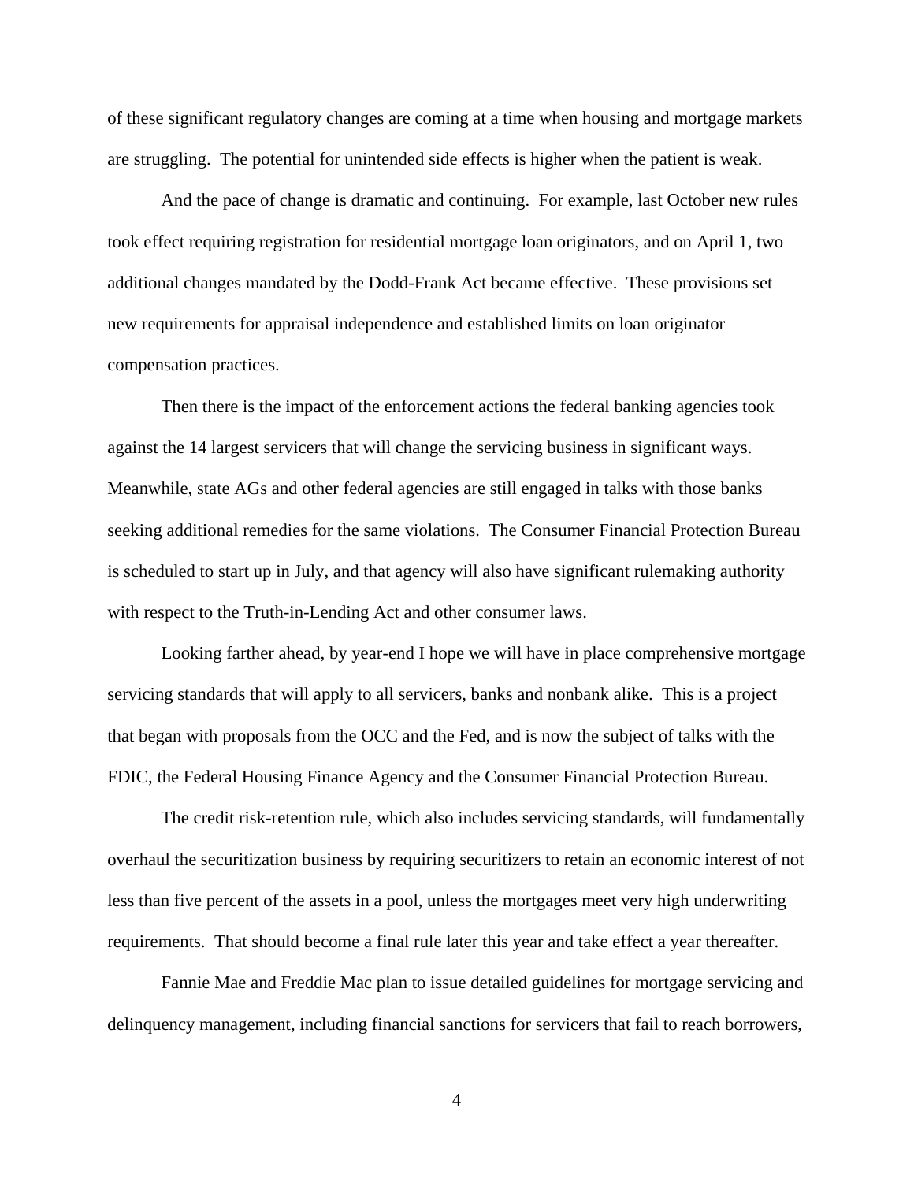of these significant regulatory changes are coming at a time when housing and mortgage markets are struggling. The potential for unintended side effects is higher when the patient is weak.

And the pace of change is dramatic and continuing. For example, last October new rules took effect requiring registration for residential mortgage loan originators, and on April 1, two additional changes mandated by the Dodd-Frank Act became effective. These provisions set new requirements for appraisal independence and established limits on loan originator compensation practices.

Then there is the impact of the enforcement actions the federal banking agencies took against the 14 largest servicers that will change the servicing business in significant ways. Meanwhile, state AGs and other federal agencies are still engaged in talks with those banks seeking additional remedies for the same violations. The Consumer Financial Protection Bureau is scheduled to start up in July, and that agency will also have significant rulemaking authority with respect to the Truth-in-Lending Act and other consumer laws.

Looking farther ahead, by year-end I hope we will have in place comprehensive mortgage servicing standards that will apply to all servicers, banks and nonbank alike. This is a project that began with proposals from the OCC and the Fed, and is now the subject of talks with the FDIC, the Federal Housing Finance Agency and the Consumer Financial Protection Bureau.

The credit risk-retention rule, which also includes servicing standards, will fundamentally overhaul the securitization business by requiring securitizers to retain an economic interest of not less than five percent of the assets in a pool, unless the mortgages meet very high underwriting requirements. That should become a final rule later this year and take effect a year thereafter.

Fannie Mae and Freddie Mac plan to issue detailed guidelines for mortgage servicing and delinquency management, including financial sanctions for servicers that fail to reach borrowers,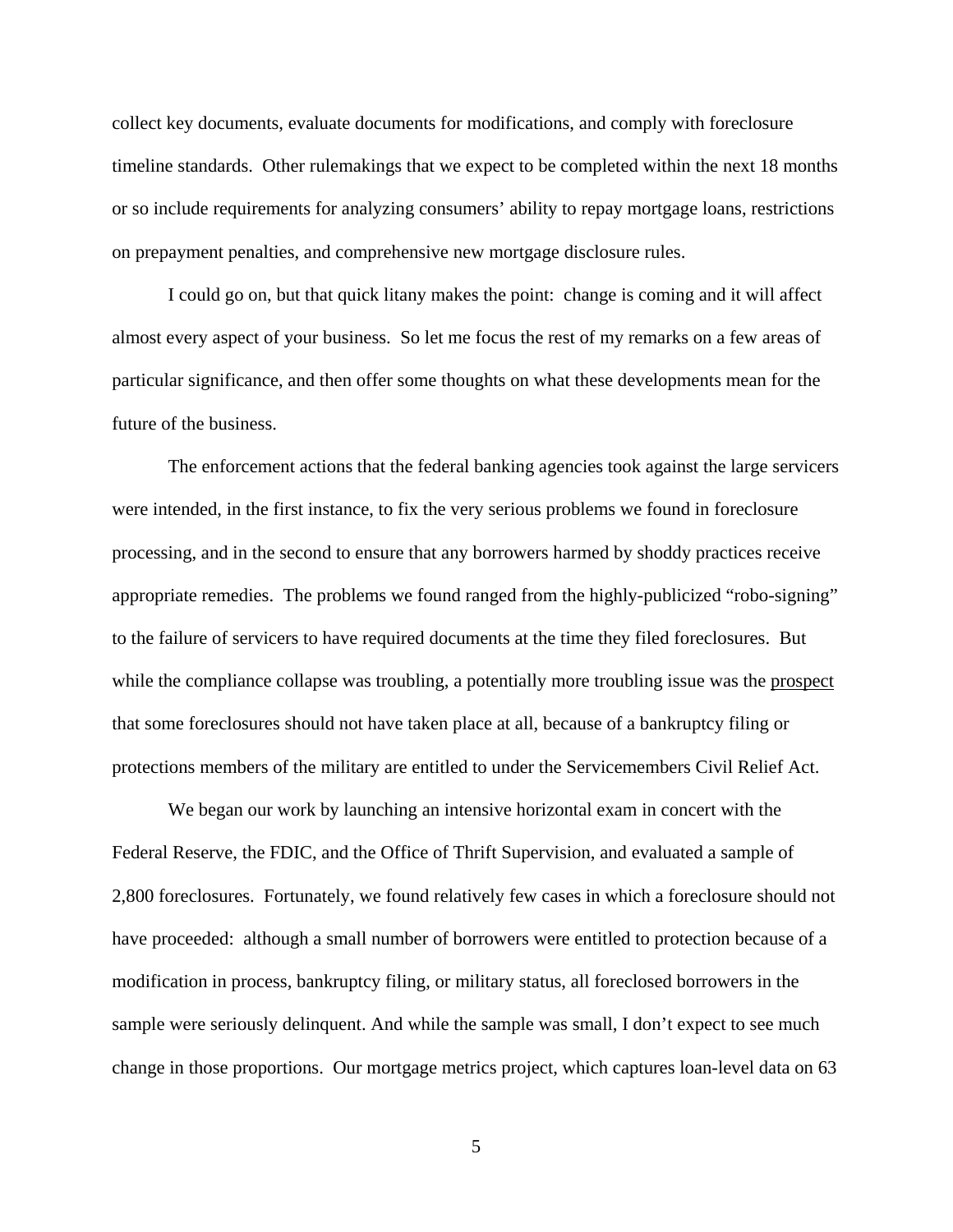collect key documents, evaluate documents for modifications, and comply with foreclosure timeline standards. Other rulemakings that we expect to be completed within the next 18 months or so include requirements for analyzing consumers' ability to repay mortgage loans, restrictions on prepayment penalties, and comprehensive new mortgage disclosure rules.

I could go on, but that quick litany makes the point: change is coming and it will affect almost every aspect of your business. So let me focus the rest of my remarks on a few areas of particular significance, and then offer some thoughts on what these developments mean for the future of the business.

The enforcement actions that the federal banking agencies took against the large servicers were intended, in the first instance, to fix the very serious problems we found in foreclosure processing, and in the second to ensure that any borrowers harmed by shoddy practices receive appropriate remedies. The problems we found ranged from the highly-publicized "robo-signing" to the failure of servicers to have required documents at the time they filed foreclosures. But while the compliance collapse was troubling, a potentially more troubling issue was the <u>prospect</u> that some foreclosures should not have taken place at all, because of a bankruptcy filing or protections members of the military are entitled to under the Servicemembers Civil Relief Act.

We began our work by launching an intensive horizontal exam in concert with the Federal Reserve, the FDIC, and the Office of Thrift Supervision, and evaluated a sample of 2,800 foreclosures. Fortunately, we found relatively few cases in which a foreclosure should not have proceeded: although a small number of borrowers were entitled to protection because of a modification in process, bankruptcy filing, or military status, all foreclosed borrowers in the sample were seriously delinquent. And while the sample was small, I don't expect to see much change in those proportions. Our mortgage metrics project, which captures loan-level data on 63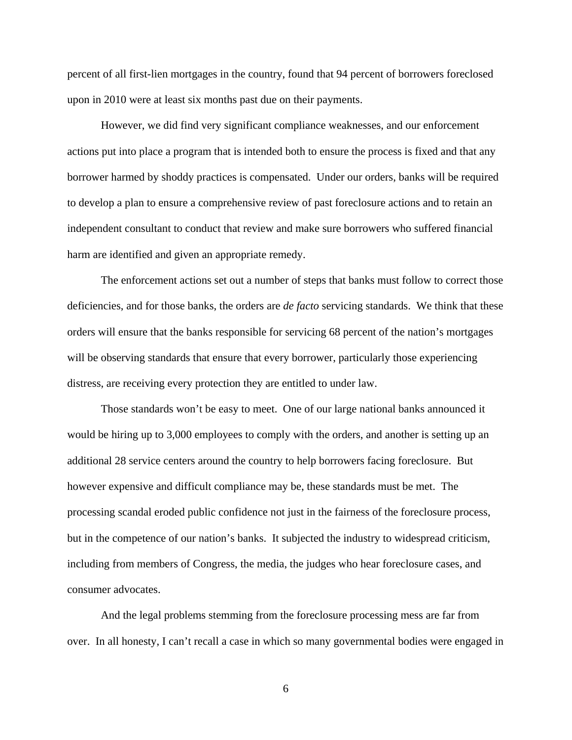percent of all first-lien mortgages in the country, found that 94 percent of borrowers foreclosed upon in 2010 were at least six months past due on their payments.

However, we did find very significant compliance weaknesses, and our enforcement actions put into place a program that is intended both to ensure the process is fixed and that any borrower harmed by shoddy practices is compensated. Under our orders, banks will be required to develop a plan to ensure a comprehensive review of past foreclosure actions and to retain an independent consultant to conduct that review and make sure borrowers who suffered financial harm are identified and given an appropriate remedy.

The enforcement actions set out a number of steps that banks must follow to correct those deficiencies, and for those banks, the orders are *de facto* servicing standards. We think that these orders will ensure that the banks responsible for servicing 68 percent of the nation's mortgages will be observing standards that ensure that every borrower, particularly those experiencing distress, are receiving every protection they are entitled to under law.

Those standards won't be easy to meet. One of our large national banks announced it would be hiring up to 3,000 employees to comply with the orders, and another is setting up an additional 28 service centers around the country to help borrowers facing foreclosure. But however expensive and difficult compliance may be, these standards must be met. The processing scandal eroded public confidence not just in the fairness of the foreclosure process, but in the competence of our nation's banks. It subjected the industry to widespread criticism, including from members of Congress, the media, the judges who hear foreclosure cases, and consumer advocates.

And the legal problems stemming from the foreclosure processing mess are far from over. In all honesty, I can't recall a case in which so many governmental bodies were engaged in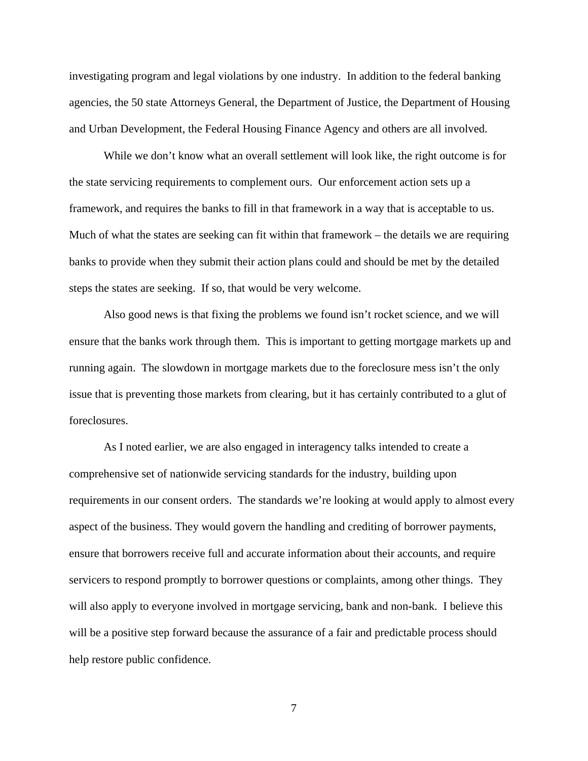investigating program and legal violations by one industry. In addition to the federal banking agencies, the 50 state Attorneys General, the Department of Justice, the Department of Housing and Urban Development, the Federal Housing Finance Agency and others are all involved.

While we don't know what an overall settlement will look like, the right outcome is for the state servicing requirements to complement ours. Our enforcement action sets up a framework, and requires the banks to fill in that framework in a way that is acceptable to us. Much of what the states are seeking can fit within that framework – the details we are requiring banks to provide when they submit their action plans could and should be met by the detailed steps the states are seeking. If so, that would be very welcome.

Also good news is that fixing the problems we found isn't rocket science, and we will ensure that the banks work through them. This is important to getting mortgage markets up and running again. The slowdown in mortgage markets due to the foreclosure mess isn't the only issue that is preventing those markets from clearing, but it has certainly contributed to a glut of foreclosures.

As I noted earlier, we are also engaged in interagency talks intended to create a comprehensive set of nationwide servicing standards for the industry, building upon requirements in our consent orders. The standards we're looking at would apply to almost every aspect of the business. They would govern the handling and crediting of borrower payments, ensure that borrowers receive full and accurate information about their accounts, and require servicers to respond promptly to borrower questions or complaints, among other things. They will also apply to everyone involved in mortgage servicing, bank and non-bank. I believe this will be a positive step forward because the assurance of a fair and predictable process should help restore public confidence.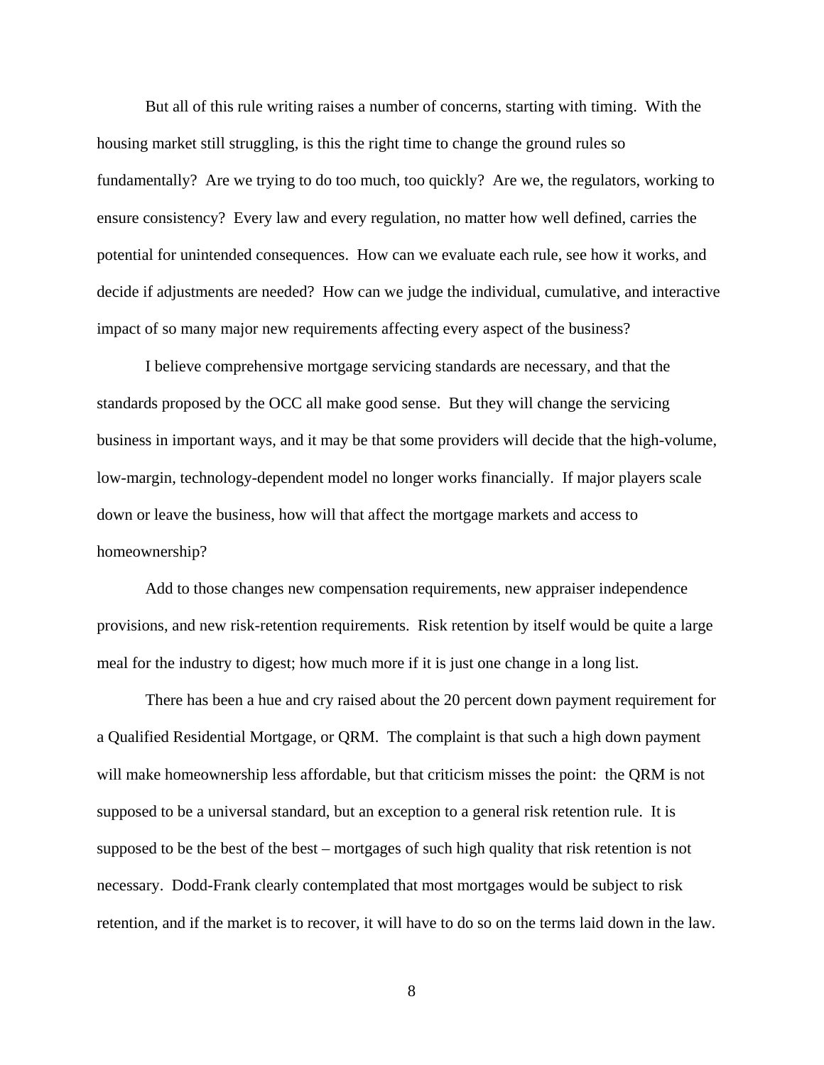But all of this rule writing raises a number of concerns, starting with timing. With the housing market still struggling, is this the right time to change the ground rules so fundamentally? Are we trying to do too much, too quickly? Are we, the regulators, working to ensure consistency? Every law and every regulation, no matter how well defined, carries the potential for unintended consequences. How can we evaluate each rule, see how it works, and decide if adjustments are needed? How can we judge the individual, cumulative, and interactive impact of so many major new requirements affecting every aspect of the business?

I believe comprehensive mortgage servicing standards are necessary, and that the standards proposed by the OCC all make good sense. But they will change the servicing business in important ways, and it may be that some providers will decide that the high-volume, low-margin, technology-dependent model no longer works financially. If major players scale down or leave the business, how will that affect the mortgage markets and access to homeownership?

Add to those changes new compensation requirements, new appraiser independence provisions, and new risk-retention requirements. Risk retention by itself would be quite a large meal for the industry to digest; how much more if it is just one change in a long list.

There has been a hue and cry raised about the 20 percent down payment requirement for a Qualified Residential Mortgage, or QRM. The complaint is that such a high down payment will make homeownership less affordable, but that criticism misses the point: the QRM is not supposed to be a universal standard, but an exception to a general risk retention rule. It is supposed to be the best of the best – mortgages of such high quality that risk retention is not necessary. Dodd-Frank clearly contemplated that most mortgages would be subject to risk retention, and if the market is to recover, it will have to do so on the terms laid down in the law.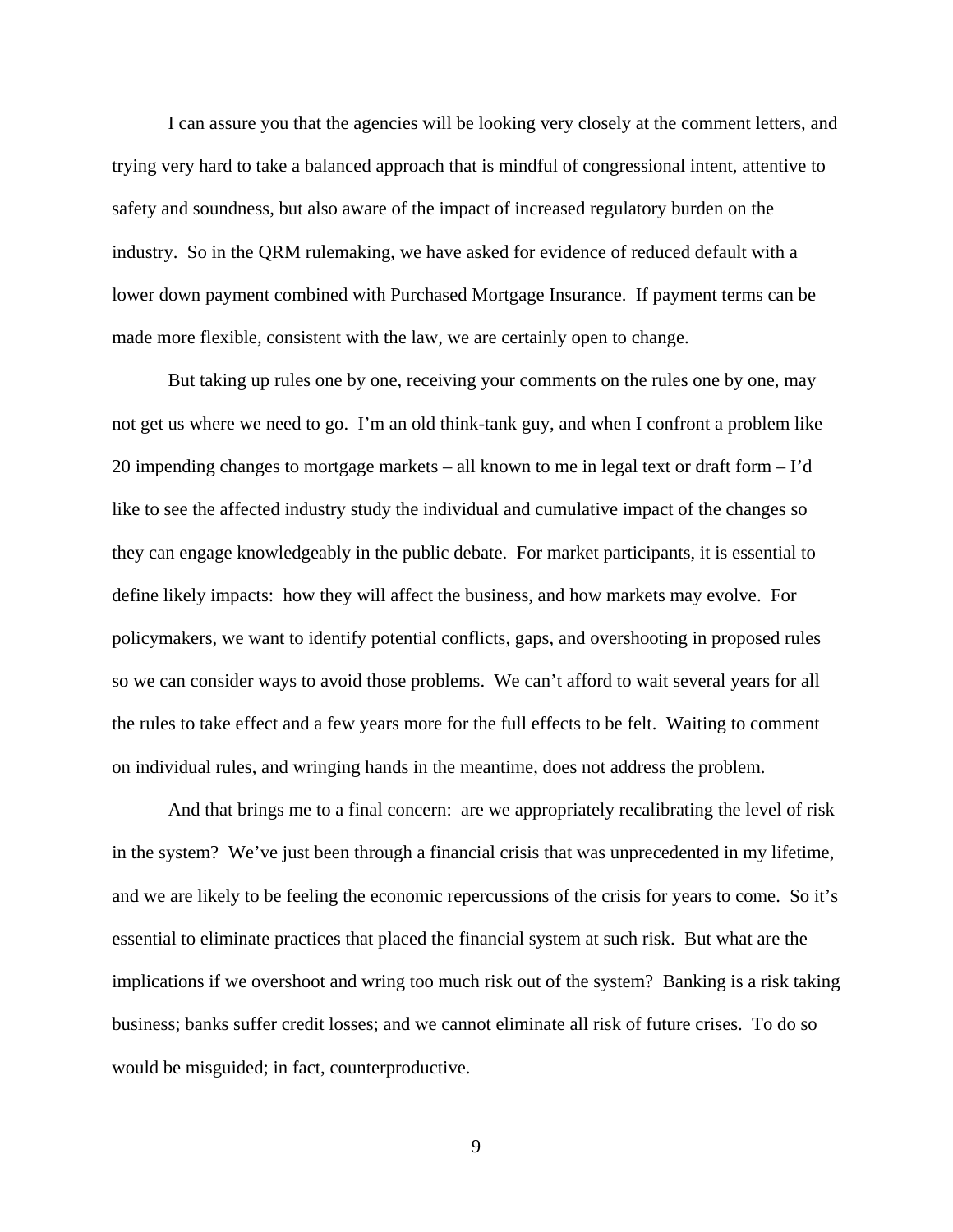I can assure you that the agencies will be looking very closely at the comment letters, and trying very hard to take a balanced approach that is mindful of congressional intent, attentive to safety and soundness, but also aware of the impact of increased regulatory burden on the industry. So in the QRM rulemaking, we have asked for evidence of reduced default with a lower down payment combined with Purchased Mortgage Insurance. If payment terms can be made more flexible, consistent with the law, we are certainly open to change.

But taking up rules one by one, receiving your comments on the rules one by one, may not get us where we need to go. I'm an old think-tank guy, and when I confront a problem like 20 impending changes to mortgage markets – all known to me in legal text or draft form – I'd like to see the affected industry study the individual and cumulative impact of the changes so they can engage knowledgeably in the public debate. For market participants, it is essential to define likely impacts: how they will affect the business, and how markets may evolve. For policymakers, we want to identify potential conflicts, gaps, and overshooting in proposed rules so we can consider ways to avoid those problems. We can't afford to wait several years for all the rules to take effect and a few years more for the full effects to be felt. Waiting to comment on individual rules, and wringing hands in the meantime, does not address the problem.

And that brings me to a final concern: are we appropriately recalibrating the level of risk in the system? We've just been through a financial crisis that was unprecedented in my lifetime, and we are likely to be feeling the economic repercussions of the crisis for years to come. So it's essential to eliminate practices that placed the financial system at such risk. But what are the implications if we overshoot and wring too much risk out of the system? Banking is a risk taking business; banks suffer credit losses; and we cannot eliminate all risk of future crises. To do so would be misguided; in fact, counterproductive.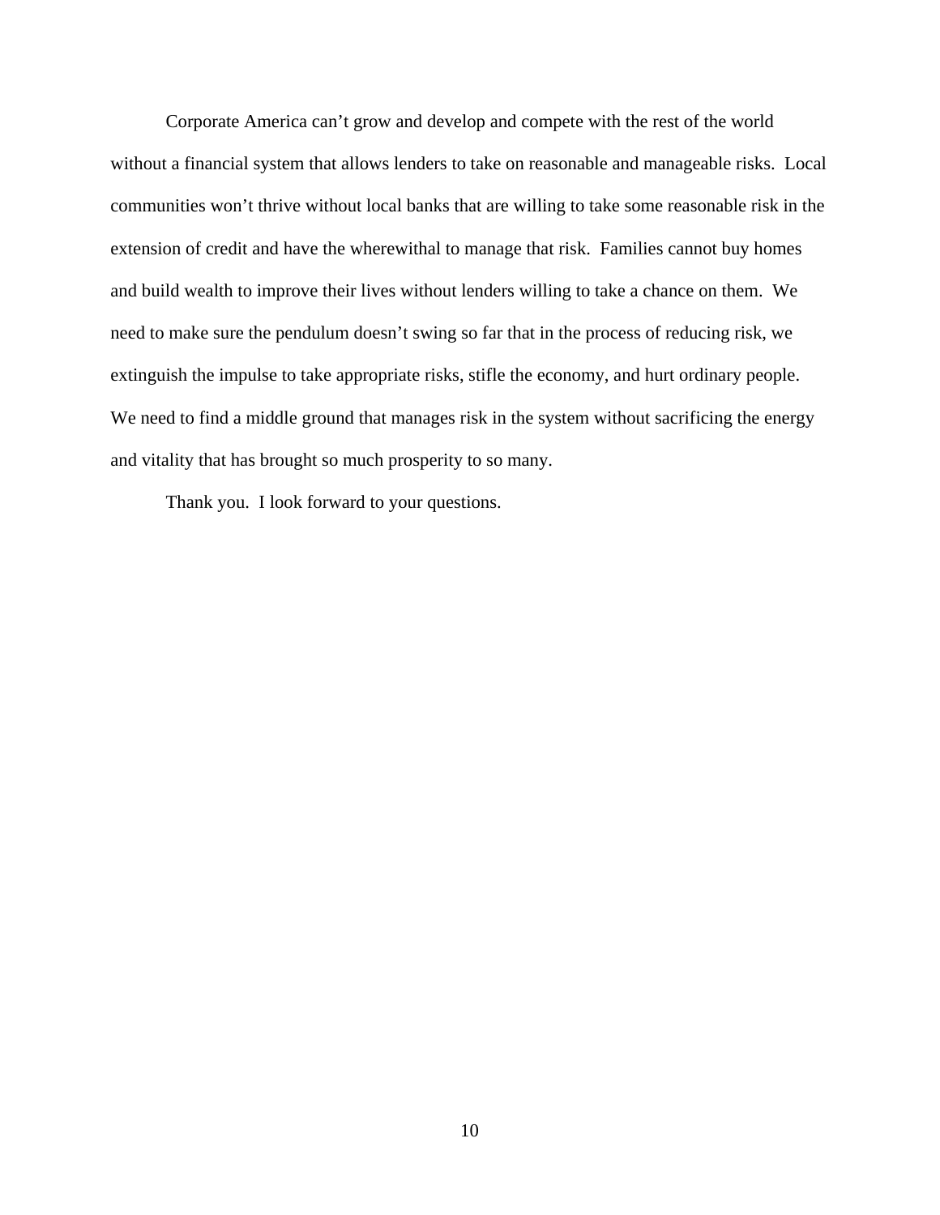Corporate America can't grow and develop and compete with the rest of the world without a financial system that allows lenders to take on reasonable and manageable risks. Local communities won't thrive without local banks that are willing to take some reasonable risk in the extension of credit and have the wherewithal to manage that risk. Families cannot buy homes and build wealth to improve their lives without lenders willing to take a chance on them. We need to make sure the pendulum doesn't swing so far that in the process of reducing risk, we extinguish the impulse to take appropriate risks, stifle the economy, and hurt ordinary people. We need to find a middle ground that manages risk in the system without sacrificing the energy and vitality that has brought so much prosperity to so many.

Thank you. I look forward to your questions.